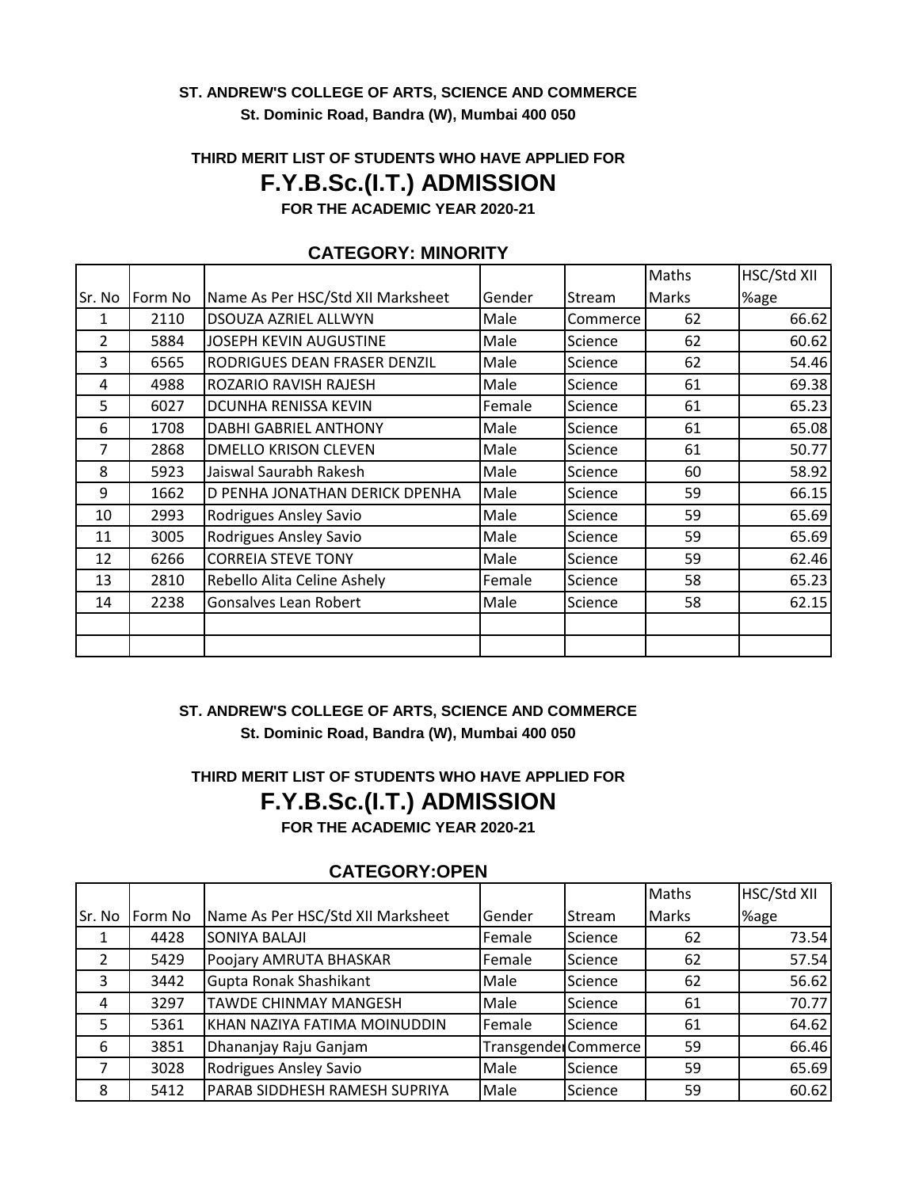**ST. ANDREW'S COLLEGE OF ARTS, SCIENCE AND COMMERCE**

**St. Dominic Road, Bandra (W), Mumbai 400 050**

**THIRD MERIT LIST OF STUDENTS WHO HAVE APPLIED FOR**

# F.Y.B.Sc.(I.T.) ADMISSION

**FOR THE ACADEMIC YEAR 2020-21**

## CATEGORY: MINORITY

| Sr. No | Form No | Name As Per HSC/Std XII Marksheet | Gender | Stream | Maths Marks | HSC/Std XII %age |
|---|---|---|---|---|---|---|
| 1 | 2110 | DSOUZA AZRIEL ALLWYN | Male | Commerce | 62 | 66.62 |
| 2 | 5884 | JOSEPH KEVIN AUGUSTINE | Male | Science | 62 | 60.62 |
| 3 | 6565 | RODRIGUES DEAN FRASER DENZIL | Male | Science | 62 | 54.46 |
| 4 | 4988 | ROZARIO RAVISH RAJESH | Male | Science | 61 | 69.38 |
| 5 | 6027 | DCUNHA RENISSA KEVIN | Female | Science | 61 | 65.23 |
| 6 | 1708 | DABHI GABRIEL ANTHONY | Male | Science | 61 | 65.08 |
| 7 | 2868 | DMELLO KRISON CLEVEN | Male | Science | 61 | 50.77 |
| 8 | 5923 | Jaiswal Saurabh Rakesh | Male | Science | 60 | 58.92 |
| 9 | 1662 | D PENHA JONATHAN DERICK DPENHA | Male | Science | 59 | 66.15 |
| 10 | 2993 | Rodrigues Ansley Savio | Male | Science | 59 | 65.69 |
| 11 | 3005 | Rodrigues Ansley Savio | Male | Science | 59 | 65.69 |
| 12 | 6266 | CORREIA STEVE TONY | Male | Science | 59 | 62.46 |
| 13 | 2810 | Rebello Alita Celine Ashely | Female | Science | 58 | 65.23 |
| 14 | 2238 | Gonsalves Lean Robert | Male | Science | 58 | 62.15 |
| | | | | | | |
| | | | | | | |

**ST. ANDREW'S COLLEGE OF ARTS, SCIENCE AND COMMERCE**

**St. Dominic Road, Bandra (W), Mumbai 400 050**

**THIRD MERIT LIST OF STUDENTS WHO HAVE APPLIED FOR**

# F.Y.B.Sc.(I.T.) ADMISSION

**FOR THE ACADEMIC YEAR 2020-21**

## CATEGORY:OPEN

| Sr. No | Form No | Name As Per HSC/Std XII Marksheet | Gender | Stream | Maths Marks | HSC/Std XII %age |
|---|---|---|---|---|---|---|
| 1 | 4428 | SONIYA BALAJI | Female | Science | 62 | 73.54 |
| 2 | 5429 | Poojary AMRUTA BHASKAR | Female | Science | 62 | 57.54 |
| 3 | 3442 | Gupta Ronak Shashikant | Male | Science | 62 | 56.62 |
| 4 | 3297 | TAWDE CHINMAY MANGESH | Male | Science | 61 | 70.77 |
| 5 | 5361 | KHAN NAZIYA FATIMA MOINUDDIN | Female | Science | 61 | 64.62 |
| 6 | 3851 | Dhananjay Raju Ganjam | Transgender | Commerce | 59 | 66.46 |
| 7 | 3028 | Rodrigues Ansley Savio | Male | Science | 59 | 65.69 |
| 8 | 5412 | PARAB SIDDHESH RAMESH SUPRIYA | Male | Science | 59 | 60.62 |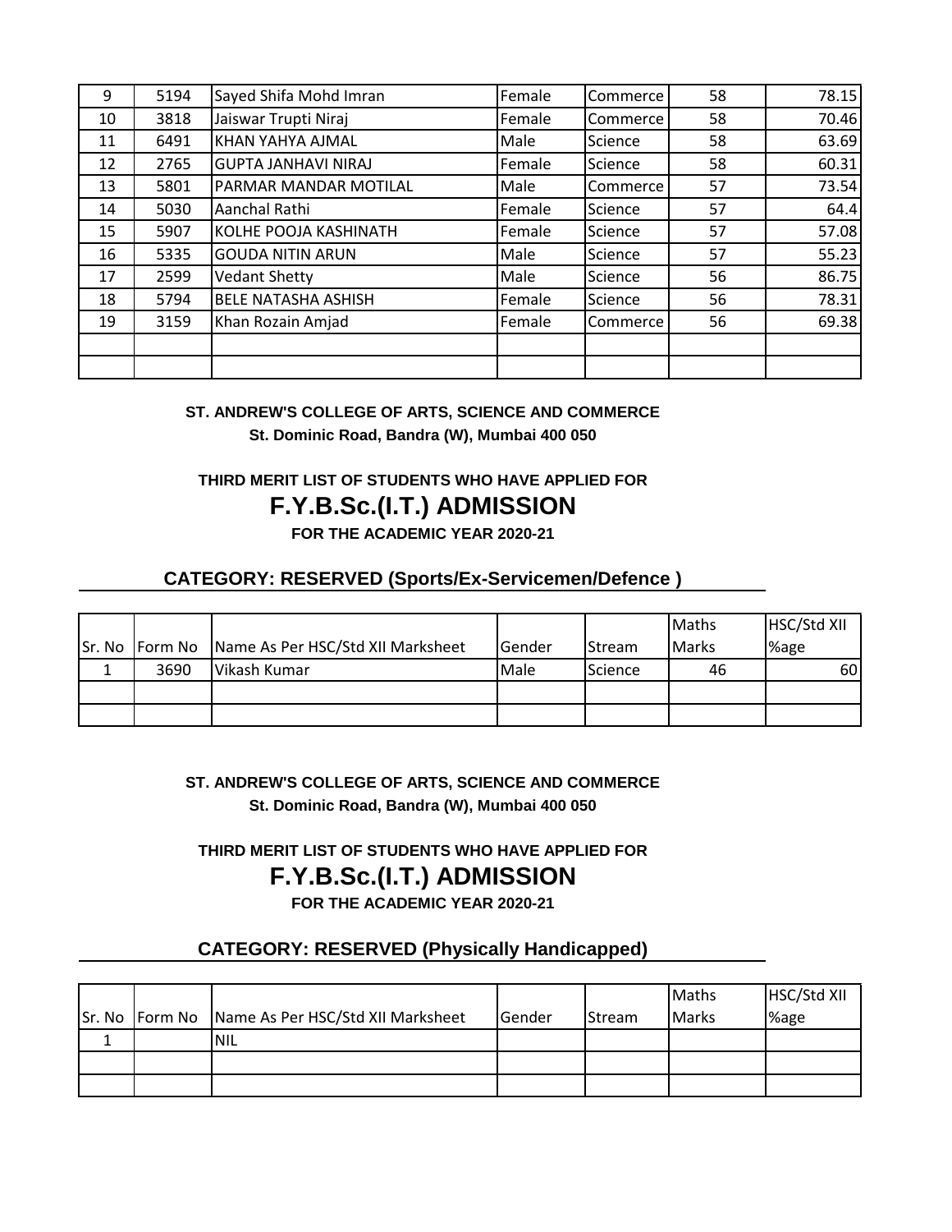| 9 | 5194 | Sayed Shifa Mohd Imran | Female | Commerce | 58 | 78.15 |
|---|---|---|---|---|---|---|
| 10 | 3818 | Jaiswar Trupti Niraj | Female | Commerce | 58 | 70.46 |
| 11 | 6491 | KHAN YAHYA AJMAL | Male | Science | 58 | 63.69 |
| 12 | 2765 | GUPTA JANHAVI NIRAJ | Female | Science | 58 | 60.31 |
| 13 | 5801 | PARMAR MANDAR MOTILAL | Male | Commerce | 57 | 73.54 |
| 14 | 5030 | Aanchal Rathi | Female | Science | 57 | 64.4 |
| 15 | 5907 | KOLHE POOJA KASHINATH | Female | Science | 57 | 57.08 |
| 16 | 5335 | GOUDA NITIN ARUN | Male | Science | 57 | 55.23 |
| 17 | 2599 | Vedant Shetty | Male | Science | 56 | 86.75 |
| 18 | 5794 | BELE NATASHA ASHISH | Female | Science | 56 | 78.31 |
| 19 | 3159 | Khan Rozain Amjad | Female | Commerce | 56 | 69.38 |
| | | | | | | |
| | | | | | | |

**ST. ANDREW'S COLLEGE OF ARTS, SCIENCE AND COMMERCE**
**St. Dominic Road, Bandra (W), Mumbai 400 050**

**THIRD MERIT LIST OF STUDENTS WHO HAVE APPLIED FOR**

# F.Y.B.Sc.(I.T.) ADMISSION

**FOR THE ACADEMIC YEAR 2020-21**

## CATEGORY: RESERVED (Sports/Ex-Servicemen/Defence )

| Sr. No | Form No | Name As Per HSC/Std XII Marksheet | Gender | Stream | Maths Marks | HSC/Std XII %age |
|---|---|---|---|---|---|---|
| 1 | 3690 | Vikash Kumar | Male | Science | 46 | 60 |
| | | | | | | |
| | | | | | | |

**ST. ANDREW'S COLLEGE OF ARTS, SCIENCE AND COMMERCE**
**St. Dominic Road, Bandra (W), Mumbai 400 050**

**THIRD MERIT LIST OF STUDENTS WHO HAVE APPLIED FOR**

# F.Y.B.Sc.(I.T.) ADMISSION

**FOR THE ACADEMIC YEAR 2020-21**

## CATEGORY: RESERVED (Physically Handicapped)

| Sr. No | Form No | Name As Per HSC/Std XII Marksheet | Gender | Stream | Maths Marks | HSC/Std XII %age |
|---|---|---|---|---|---|---|
| 1 | | NIL | | | | |
| | | | | | | |
| | | | | | | |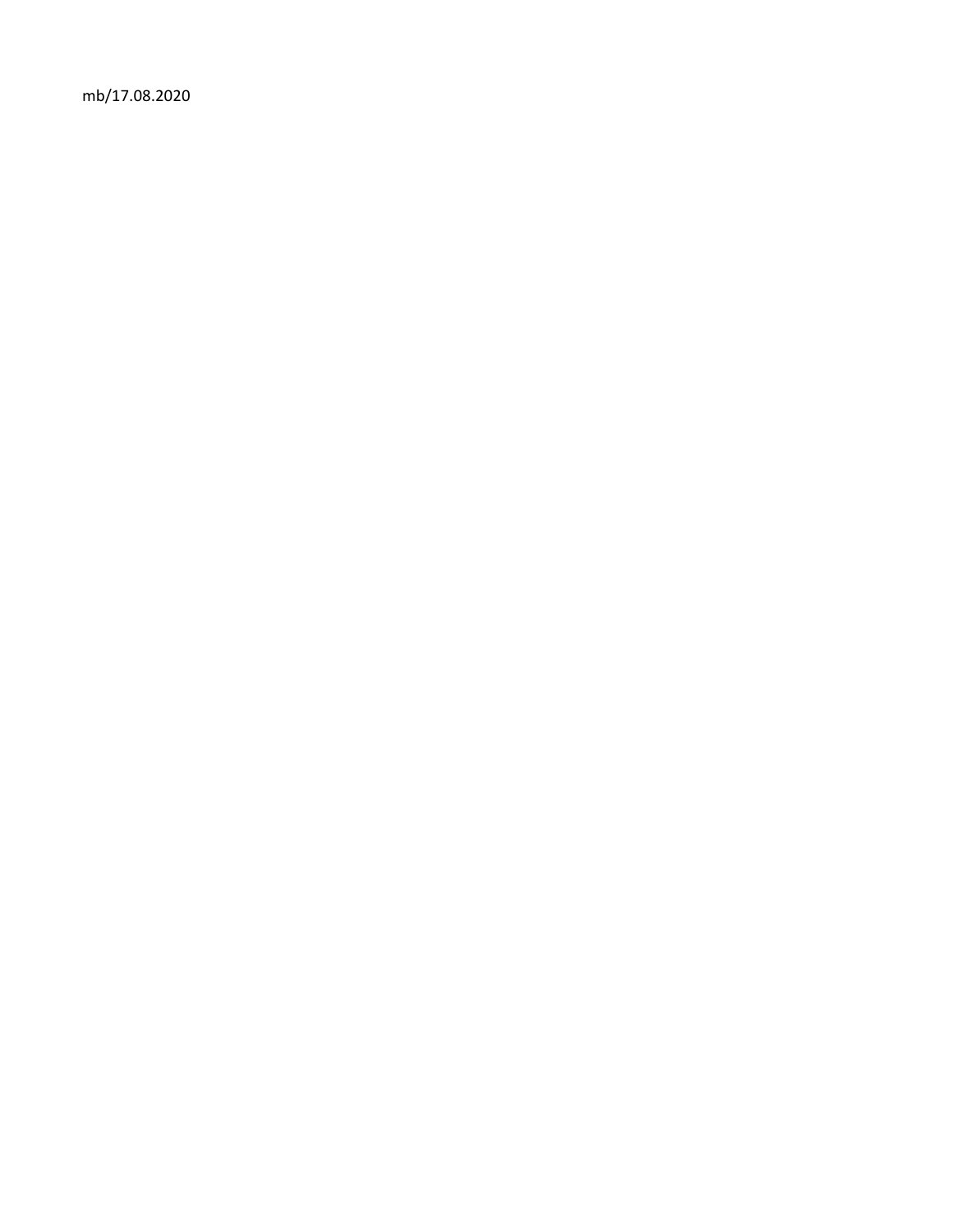mb/17.08.2020